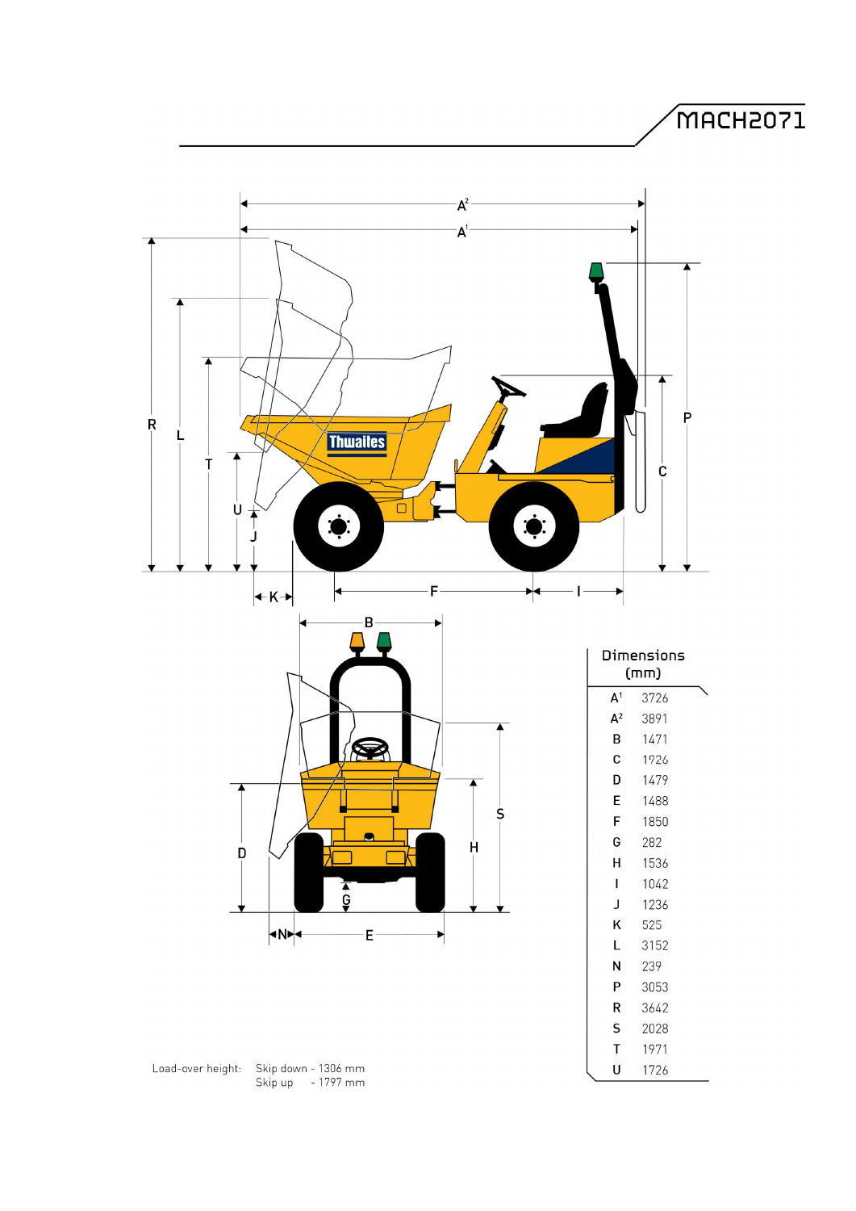# MACH2071

| Dimensions (mm) | |
|---|---|
| $A^1$ | 3726 |
| $A^2$ | 3891 |
| B | 1471 |
| C | 1926 |
| D | 1479 |
| E | 1488 |
| F | 1850 |
| G | 282 |
| H | 1536 |
| I | 1042 |
| J | 1236 |
| K | 525 |
| L | 3152 |
| N | 239 |
| P | 3053 |
| R | 3642 |
| S | 2028 |
| T | 1971 |
| U | 1726 |

Load-over height: Skip down - 1306 mm
Skip up - 1797 mm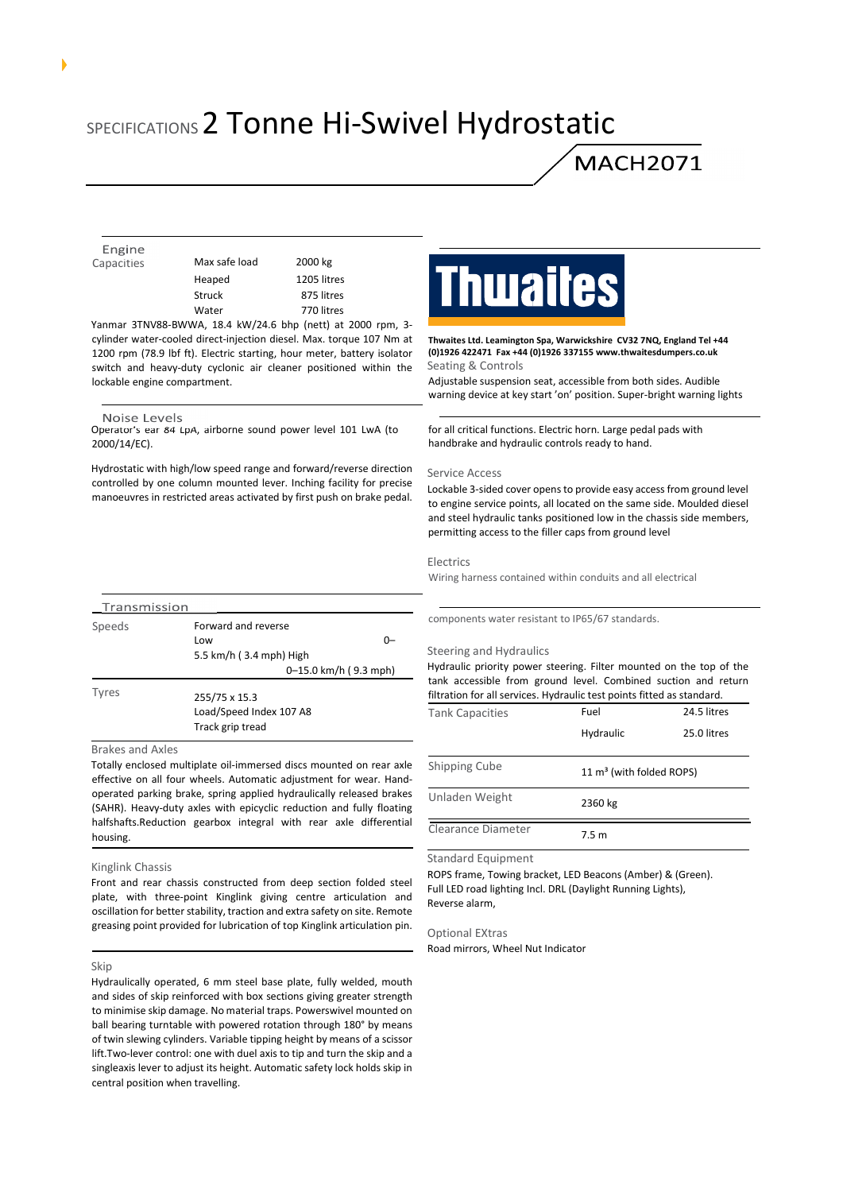# SPECIFICATIONS 2 Tonne Hi-Swivel Hydrostatic

## MACH2071

### Engine

| | | |
|---|---|---|
| Capacities | Max safe load | 2000 kg |
| | Heaped | 1205 litres |
| | Struck | 875 litres |
| | Water | 770 litres |

Yanmar 3TNV88-BWWA, 18.4 kW/24.6 bhp (nett) at 2000 rpm, 3-cylinder water-cooled direct-injection diesel. Max. torque 107 Nm at 1200 rpm (78.9 lbf ft). Electric starting, hour meter, battery isolator switch and heavy-duty cyclonic air cleaner positioned within the lockable engine compartment.

### Noise Levels

Operator's ear 84 LpA, airborne sound power level 101 LwA (to 2000/14/EC).

Hydrostatic with high/low speed range and forward/reverse direction controlled by one column mounted lever. Inching facility for precise manoeuvres in restricted areas activated by first push on brake pedal.

### Transmission

| | |
|---|---|
| Speeds | Forward and reverse |
| | Low 0–5.5 km/h ( 3.4 mph) |
| | High 0–15.0 km/h ( 9.3 mph) |
| Tyres | 255/75 x 15.3 |
| | Load/Speed Index 107 A8 |
| | Track grip tread |

### Brakes and Axles

Totally enclosed multiplate oil-immersed discs mounted on rear axle effective on all four wheels. Automatic adjustment for wear. Hand-operated parking brake, spring applied hydraulically released brakes (SAHR). Heavy-duty axles with epicyclic reduction and fully floating halfshafts.Reduction gearbox integral with rear axle differential housing.

### Kinglink Chassis

Front and rear chassis constructed from deep section folded steel plate, with three-point Kinglink giving centre articulation and oscillation for better stability, traction and extra safety on site. Remote greasing point provided for lubrication of top Kinglink articulation pin.

### Skip

Hydraulically operated, 6 mm steel base plate, fully welded, mouth and sides of skip reinforced with box sections giving greater strength to minimise skip damage. No material traps. Powerswivel mounted on ball bearing turntable with powered rotation through 180° by means of twin slewing cylinders. Variable tipping height by means of a scissor lift.Two-lever control: one with duel axis to tip and turn the skip and a singleaxis lever to adjust its height. Automatic safety lock holds skip in central position when travelling.

**Thwaites**

**Thwaites Ltd. Leamington Spa, Warwickshire CV32 7NQ, England Tel +44 (0)1926 422471 Fax +44 (0)1926 337155 www.thwaitesdumpers.co.uk**

### Seating & Controls

Adjustable suspension seat, accessible from both sides. Audible warning device at key start 'on' position. Super-bright warning lights for all critical functions. Electric horn. Large pedal pads with handbrake and hydraulic controls ready to hand.

### Service Access

Lockable 3-sided cover opens to provide easy access from ground level to engine service points, all located on the same side. Moulded diesel and steel hydraulic tanks positioned low in the chassis side members, permitting access to the filler caps from ground level

### Electrics

Wiring harness contained within conduits and all electrical components water resistant to IP65/67 standards.

### Steering and Hydraulics

Hydraulic priority power steering. Filter mounted on the top of the tank accessible from ground level. Combined suction and return filtration for all services. Hydraulic test points fitted as standard.

| | | |
|---|---|---|
| Tank Capacities | Fuel | 24.5 litres |
| | Hydraulic | 25.0 litres |
| Shipping Cube | 11 m³ (with folded ROPS) | |
| Unladen Weight | 2360 kg | |
| Clearance Diameter | 7.5 m | |

### Standard Equipment

ROPS frame, Towing bracket, LED Beacons (Amber) & (Green). Full LED road lighting Incl. DRL (Daylight Running Lights), Reverse alarm,

### Optional EXtras

Road mirrors, Wheel Nut Indicator